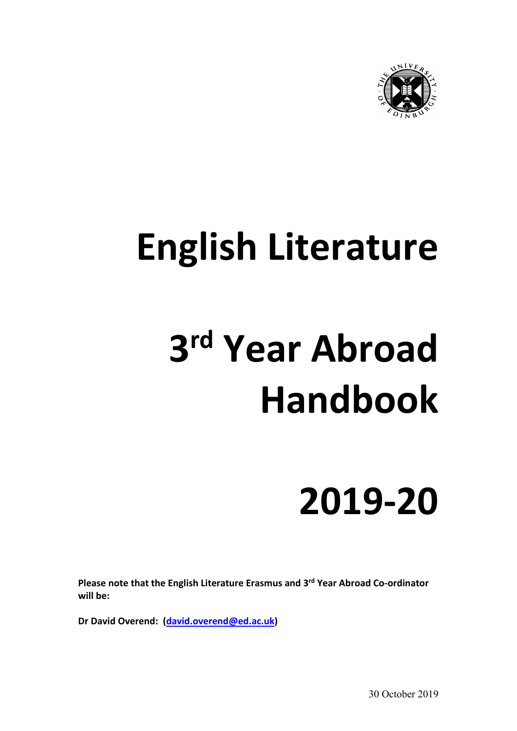# English Literature

# 3rd Year Abroad Handbook

# 2019-20

**Please note that the English Literature Erasmus and 3rd Year Abroad Co-ordinator will be:**

**Dr David Overend: (david.overend@ed.ac.uk)**

30 October 2019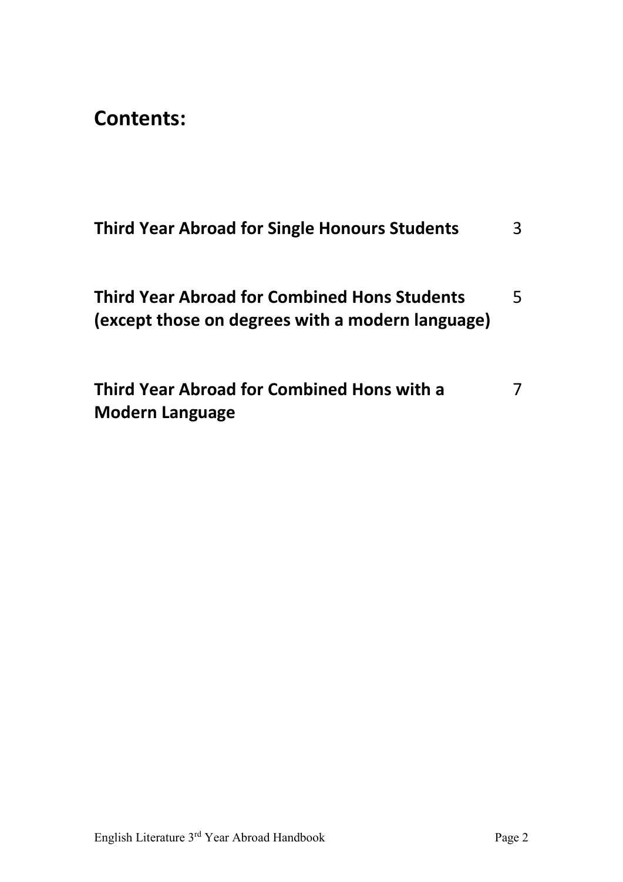# Contents:

| | |
|---|---|
| **Third Year Abroad for Single Honours Students** | 3 |
| **Third Year Abroad for Combined Hons Students (except those on degrees with a modern language)** | 5 |
| **Third Year Abroad for Combined Hons with a Modern Language** | 7 |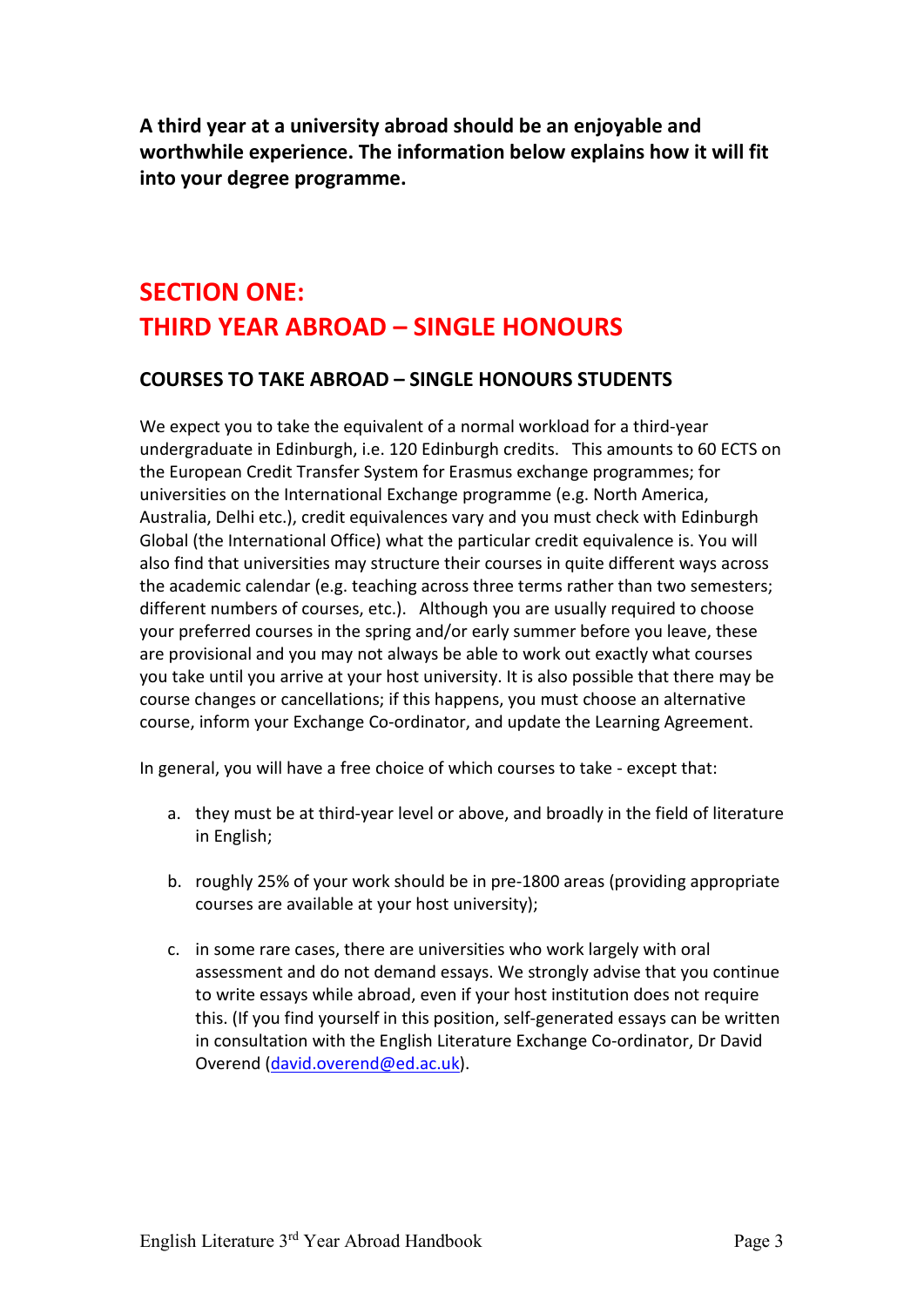**A third year at a university abroad should be an enjoyable and worthwhile experience. The information below explains how it will fit into your degree programme.**

# SECTION ONE: THIRD YEAR ABROAD – SINGLE HONOURS

## COURSES TO TAKE ABROAD – SINGLE HONOURS STUDENTS

We expect you to take the equivalent of a normal workload for a third-year undergraduate in Edinburgh, i.e. 120 Edinburgh credits. This amounts to 60 ECTS on the European Credit Transfer System for Erasmus exchange programmes; for universities on the International Exchange programme (e.g. North America, Australia, Delhi etc.), credit equivalences vary and you must check with Edinburgh Global (the International Office) what the particular credit equivalence is. You will also find that universities may structure their courses in quite different ways across the academic calendar (e.g. teaching across three terms rather than two semesters; different numbers of courses, etc.). Although you are usually required to choose your preferred courses in the spring and/or early summer before you leave, these are provisional and you may not always be able to work out exactly what courses you take until you arrive at your host university. It is also possible that there may be course changes or cancellations; if this happens, you must choose an alternative course, inform your Exchange Co-ordinator, and update the Learning Agreement.

In general, you will have a free choice of which courses to take - except that:

a. they must be at third-year level or above, and broadly in the field of literature in English;

b. roughly 25% of your work should be in pre-1800 areas (providing appropriate courses are available at your host university);

c. in some rare cases, there are universities who work largely with oral assessment and do not demand essays. We strongly advise that you continue to write essays while abroad, even if your host institution does not require this. (If you find yourself in this position, self-generated essays can be written in consultation with the English Literature Exchange Co-ordinator, Dr David Overend (david.overend@ed.ac.uk).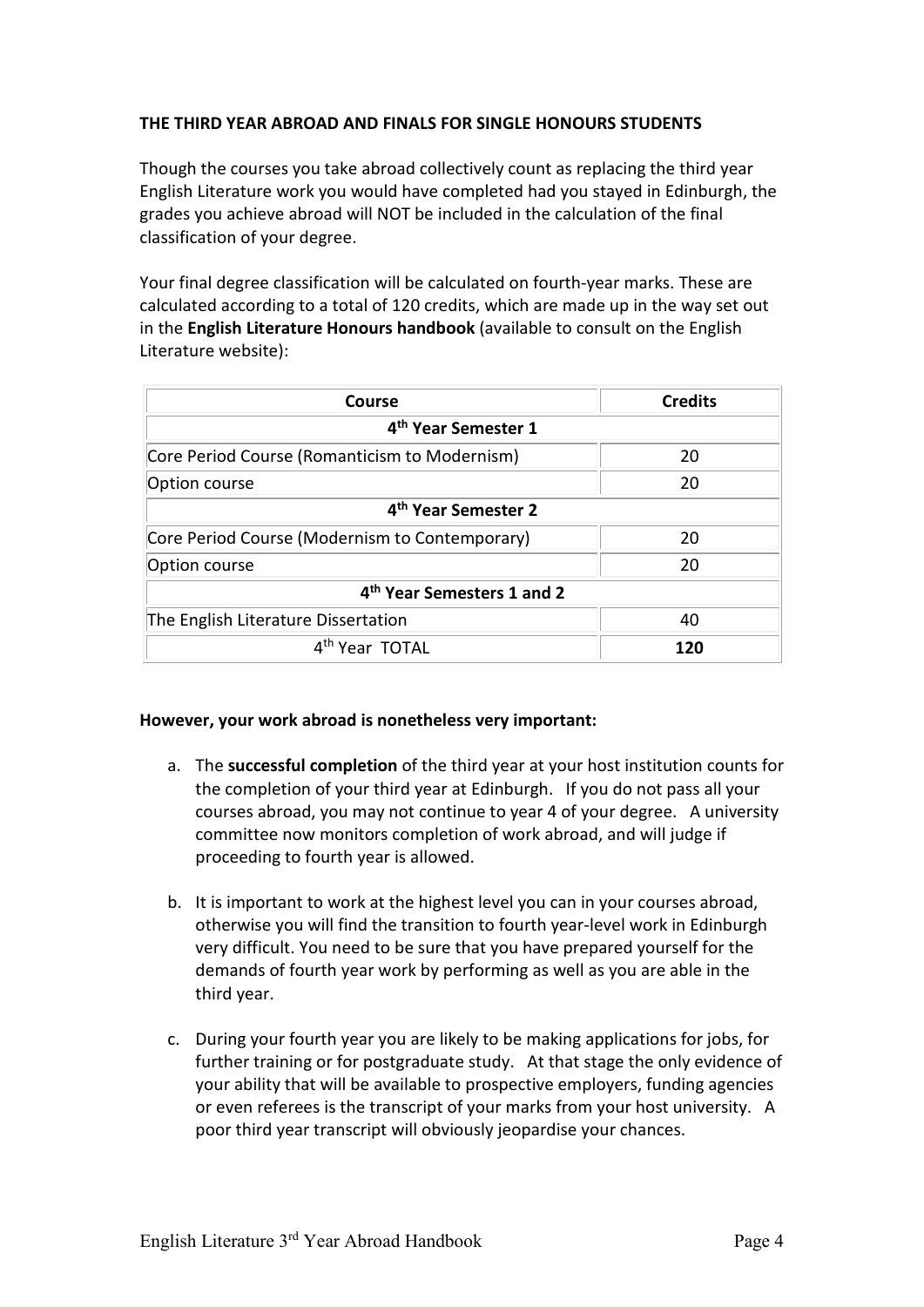**THE THIRD YEAR ABROAD AND FINALS FOR SINGLE HONOURS STUDENTS**

Though the courses you take abroad collectively count as replacing the third year English Literature work you would have completed had you stayed in Edinburgh, the grades you achieve abroad will NOT be included in the calculation of the final classification of your degree.

Your final degree classification will be calculated on fourth-year marks. These are calculated according to a total of 120 credits, which are made up in the way set out in the **English Literature Honours handbook** (available to consult on the English Literature website):

| Course | Credits |
|---|---|
| **4th Year Semester 1** | |
| Core Period Course (Romanticism to Modernism) | 20 |
| Option course | 20 |
| **4th Year Semester 2** | |
| Core Period Course (Modernism to Contemporary) | 20 |
| Option course | 20 |
| **4th Year Semesters 1 and 2** | |
| The English Literature Dissertation | 40 |
| 4th Year TOTAL | **120** |

**However, your work abroad is nonetheless very important:**

a. The **successful completion** of the third year at your host institution counts for the completion of your third year at Edinburgh. If you do not pass all your courses abroad, you may not continue to year 4 of your degree. A university committee now monitors completion of work abroad, and will judge if proceeding to fourth year is allowed.

b. It is important to work at the highest level you can in your courses abroad, otherwise you will find the transition to fourth year-level work in Edinburgh very difficult. You need to be sure that you have prepared yourself for the demands of fourth year work by performing as well as you are able in the third year.

c. During your fourth year you are likely to be making applications for jobs, for further training or for postgraduate study. At that stage the only evidence of your ability that will be available to prospective employers, funding agencies or even referees is the transcript of your marks from your host university. A poor third year transcript will obviously jeopardise your chances.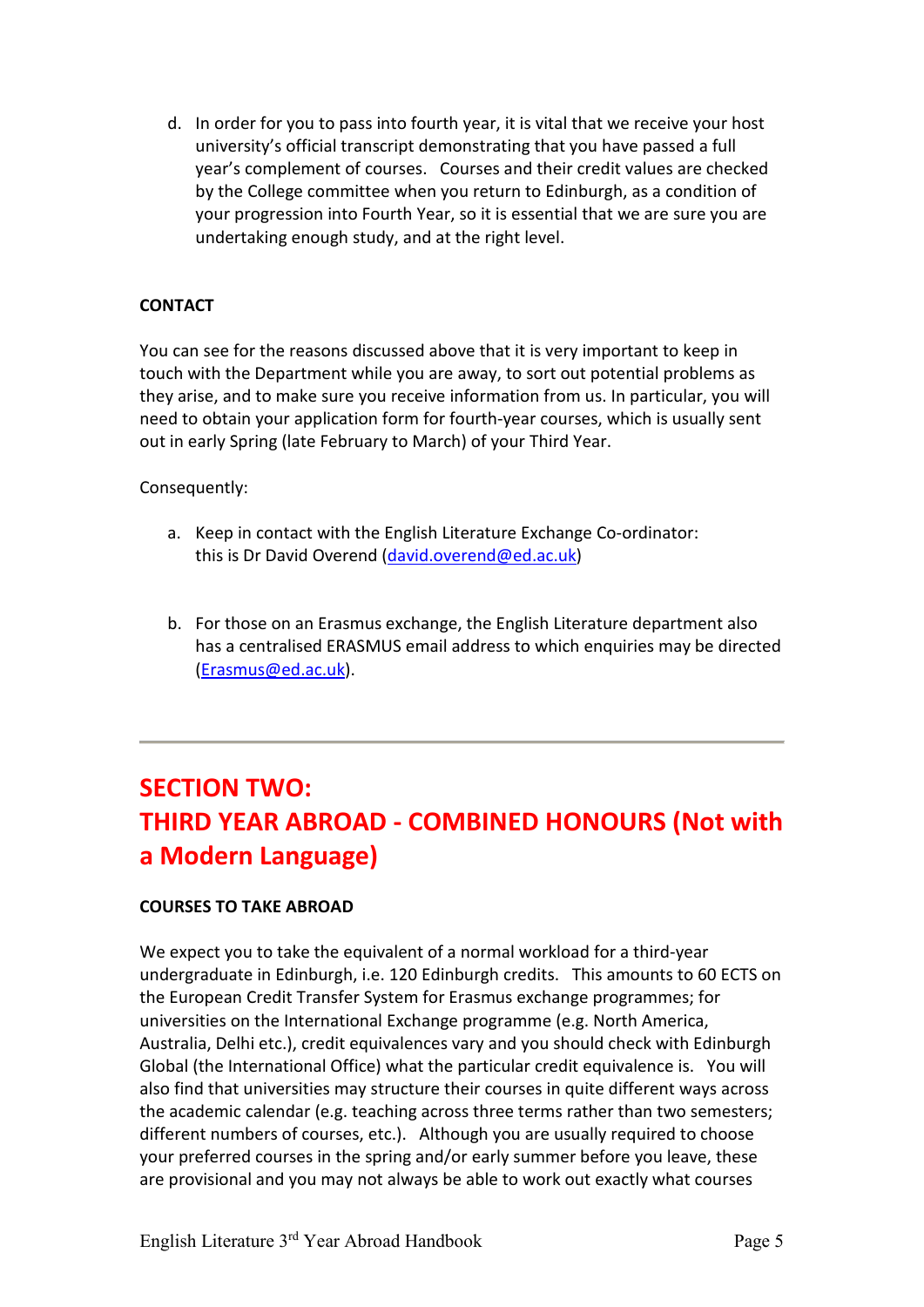d. In order for you to pass into fourth year, it is vital that we receive your host university's official transcript demonstrating that you have passed a full year's complement of courses. Courses and their credit values are checked by the College committee when you return to Edinburgh, as a condition of your progression into Fourth Year, so it is essential that we are sure you are undertaking enough study, and at the right level.

**CONTACT**

You can see for the reasons discussed above that it is very important to keep in touch with the Department while you are away, to sort out potential problems as they arise, and to make sure you receive information from us. In particular, you will need to obtain your application form for fourth-year courses, which is usually sent out in early Spring (late February to March) of your Third Year.

Consequently:

a. Keep in contact with the English Literature Exchange Co-ordinator: this is Dr David Overend (david.overend@ed.ac.uk)

b. For those on an Erasmus exchange, the English Literature department also has a centralised ERASMUS email address to which enquiries may be directed (Erasmus@ed.ac.uk).

---

# SECTION TWO: THIRD YEAR ABROAD - COMBINED HONOURS (Not with a Modern Language)

**COURSES TO TAKE ABROAD**

We expect you to take the equivalent of a normal workload for a third-year undergraduate in Edinburgh, i.e. 120 Edinburgh credits. This amounts to 60 ECTS on the European Credit Transfer System for Erasmus exchange programmes; for universities on the International Exchange programme (e.g. North America, Australia, Delhi etc.), credit equivalences vary and you should check with Edinburgh Global (the International Office) what the particular credit equivalence is. You will also find that universities may structure their courses in quite different ways across the academic calendar (e.g. teaching across three terms rather than two semesters; different numbers of courses, etc.). Although you are usually required to choose your preferred courses in the spring and/or early summer before you leave, these are provisional and you may not always be able to work out exactly what courses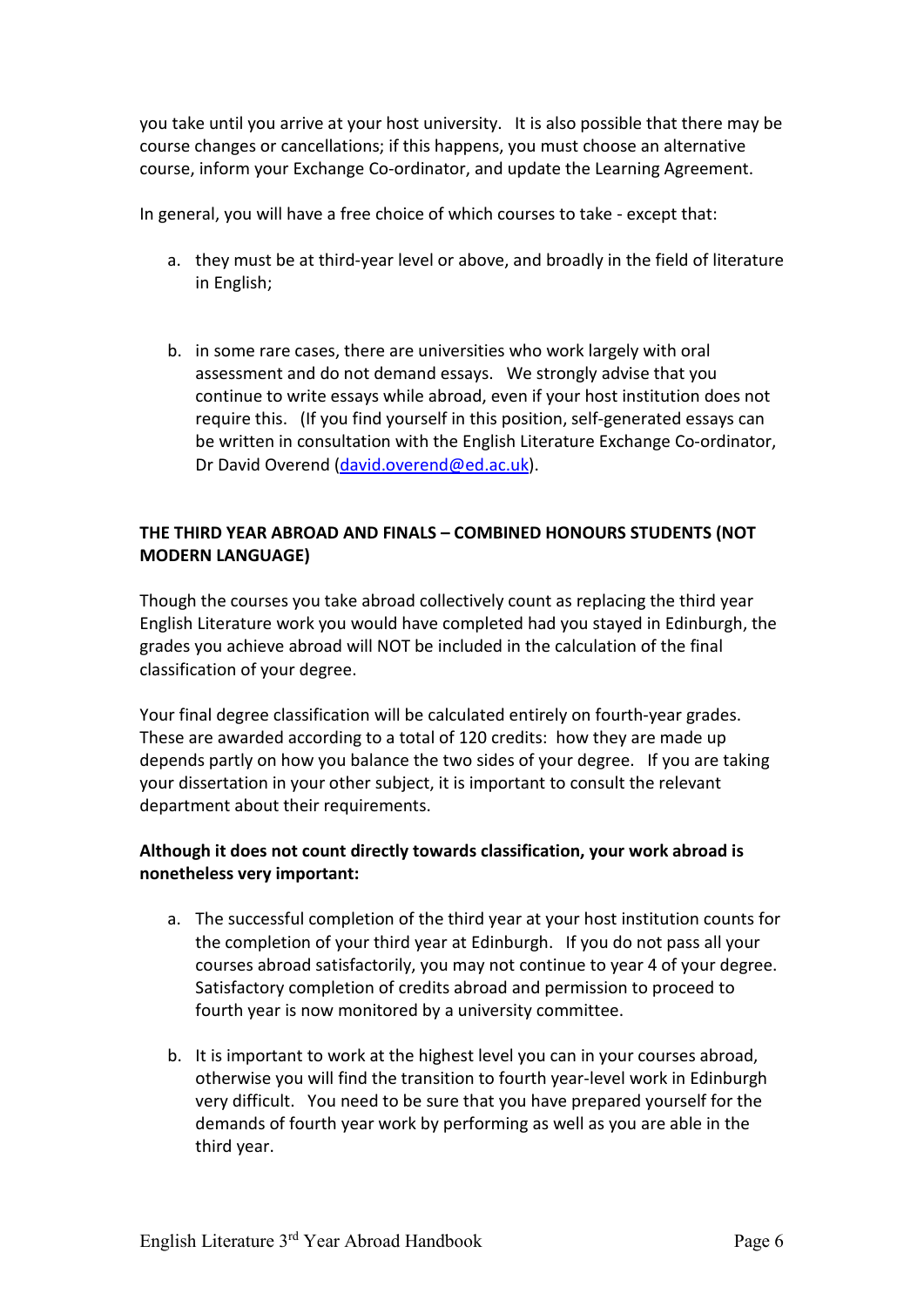you take until you arrive at your host university. It is also possible that there may be course changes or cancellations; if this happens, you must choose an alternative course, inform your Exchange Co-ordinator, and update the Learning Agreement.

In general, you will have a free choice of which courses to take - except that:

a. they must be at third-year level or above, and broadly in the field of literature in English;

b. in some rare cases, there are universities who work largely with oral assessment and do not demand essays. We strongly advise that you continue to write essays while abroad, even if your host institution does not require this. (If you find yourself in this position, self-generated essays can be written in consultation with the English Literature Exchange Co-ordinator, Dr David Overend (david.overend@ed.ac.uk).

## THE THIRD YEAR ABROAD AND FINALS – COMBINED HONOURS STUDENTS (NOT MODERN LANGUAGE)

Though the courses you take abroad collectively count as replacing the third year English Literature work you would have completed had you stayed in Edinburgh, the grades you achieve abroad will NOT be included in the calculation of the final classification of your degree.

Your final degree classification will be calculated entirely on fourth-year grades. These are awarded according to a total of 120 credits: how they are made up depends partly on how you balance the two sides of your degree. If you are taking your dissertation in your other subject, it is important to consult the relevant department about their requirements.

**Although it does not count directly towards classification, your work abroad is nonetheless very important:**

a. The successful completion of the third year at your host institution counts for the completion of your third year at Edinburgh. If you do not pass all your courses abroad satisfactorily, you may not continue to year 4 of your degree. Satisfactory completion of credits abroad and permission to proceed to fourth year is now monitored by a university committee.

b. It is important to work at the highest level you can in your courses abroad, otherwise you will find the transition to fourth year-level work in Edinburgh very difficult. You need to be sure that you have prepared yourself for the demands of fourth year work by performing as well as you are able in the third year.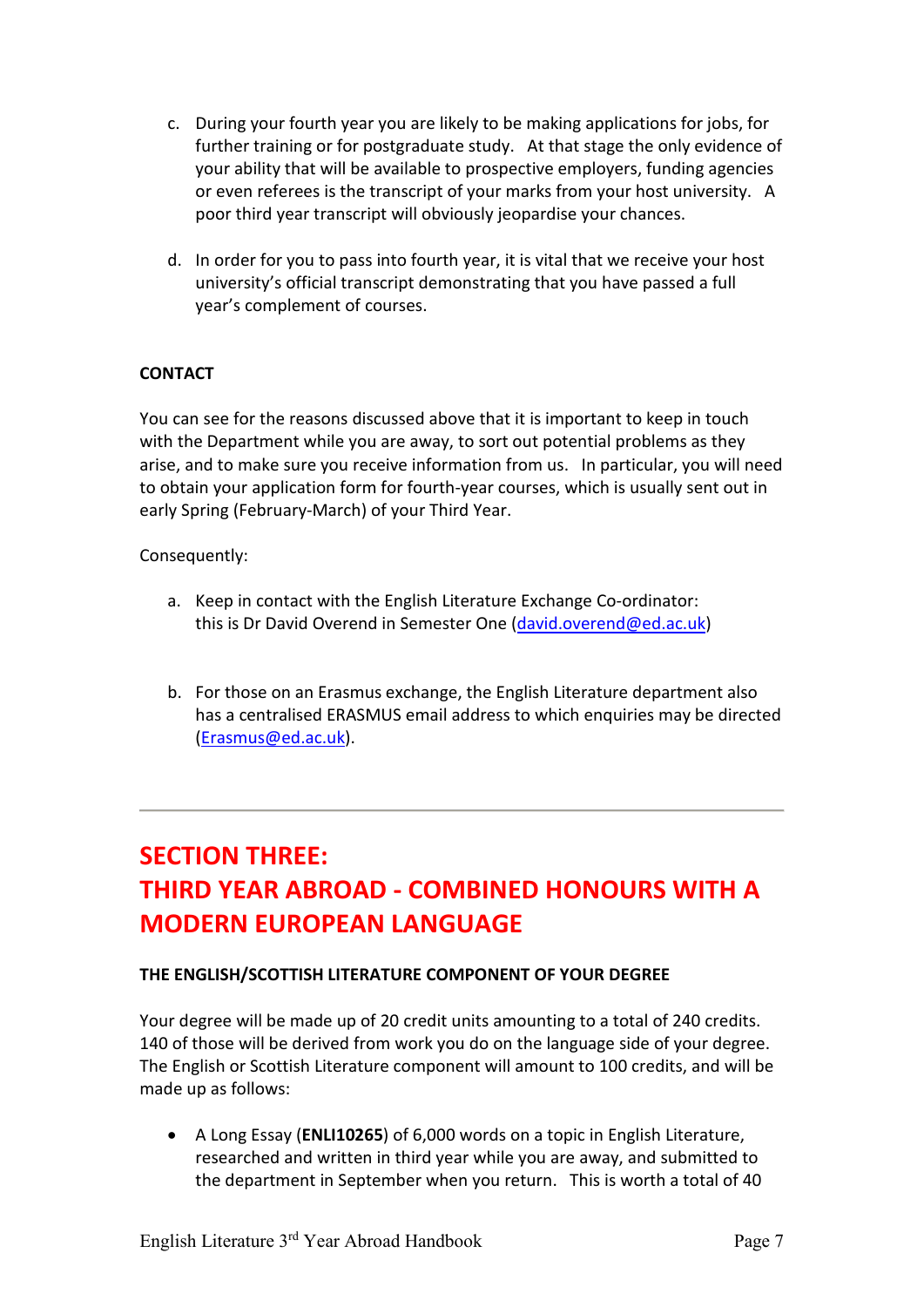c. During your fourth year you are likely to be making applications for jobs, for further training or for postgraduate study. At that stage the only evidence of your ability that will be available to prospective employers, funding agencies or even referees is the transcript of your marks from your host university. A poor third year transcript will obviously jeopardise your chances.

d. In order for you to pass into fourth year, it is vital that we receive your host university's official transcript demonstrating that you have passed a full year's complement of courses.

**CONTACT**

You can see for the reasons discussed above that it is important to keep in touch with the Department while you are away, to sort out potential problems as they arise, and to make sure you receive information from us. In particular, you will need to obtain your application form for fourth-year courses, which is usually sent out in early Spring (February-March) of your Third Year.

Consequently:

a. Keep in contact with the English Literature Exchange Co-ordinator: this is Dr David Overend in Semester One (david.overend@ed.ac.uk)

b. For those on an Erasmus exchange, the English Literature department also has a centralised ERASMUS email address to which enquiries may be directed (Erasmus@ed.ac.uk).

---

# SECTION THREE: THIRD YEAR ABROAD - COMBINED HONOURS WITH A MODERN EUROPEAN LANGUAGE

**THE ENGLISH/SCOTTISH LITERATURE COMPONENT OF YOUR DEGREE**

Your degree will be made up of 20 credit units amounting to a total of 240 credits. 140 of those will be derived from work you do on the language side of your degree. The English or Scottish Literature component will amount to 100 credits, and will be made up as follows:

- A Long Essay (**ENLI10265**) of 6,000 words on a topic in English Literature, researched and written in third year while you are away, and submitted to the department in September when you return. This is worth a total of 40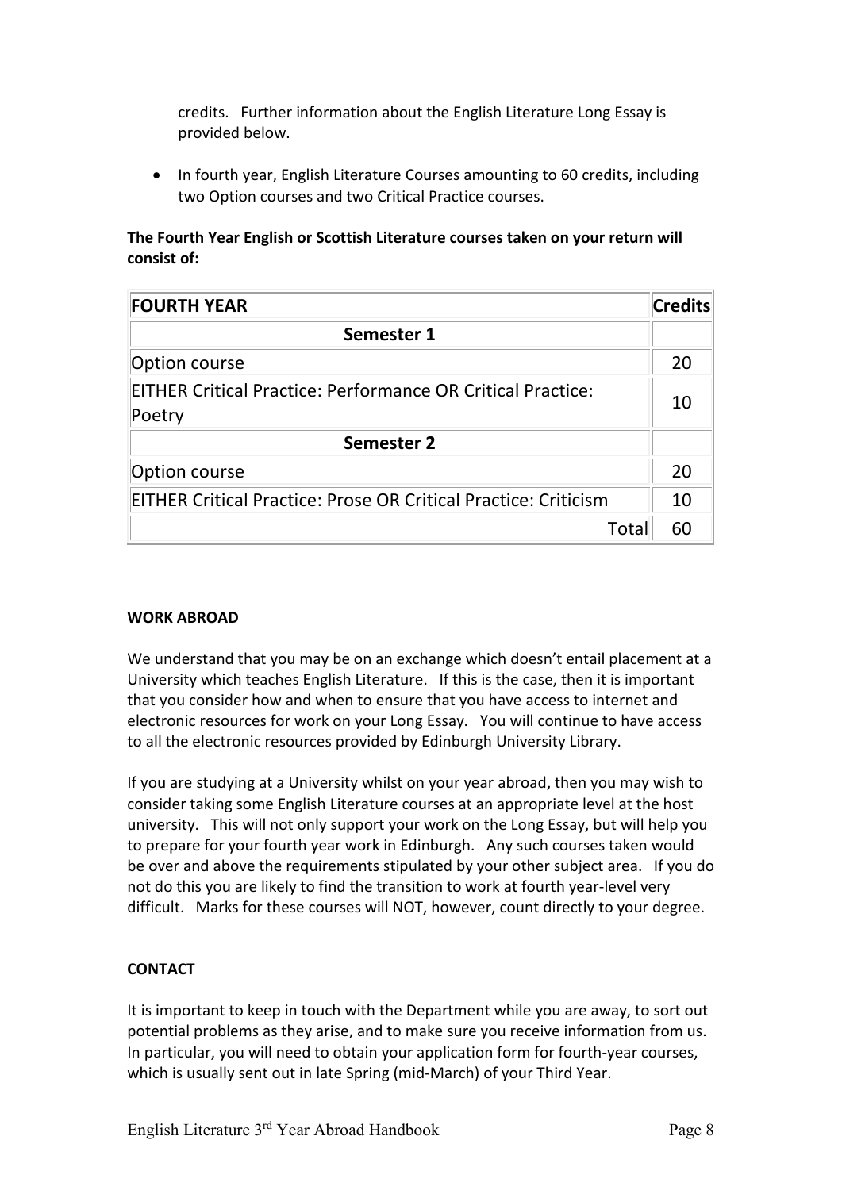credits. Further information about the English Literature Long Essay is provided below.

- In fourth year, English Literature Courses amounting to 60 credits, including two Option courses and two Critical Practice courses.

**The Fourth Year English or Scottish Literature courses taken on your return will consist of:**

| FOURTH YEAR | Credits |
|---|---|
| **Semester 1** | |
| Option course | 20 |
| EITHER Critical Practice: Performance OR Critical Practice: Poetry | 10 |
| **Semester 2** | |
| Option course | 20 |
| EITHER Critical Practice: Prose OR Critical Practice: Criticism | 10 |
| Total | 60 |

**WORK ABROAD**

We understand that you may be on an exchange which doesn't entail placement at a University which teaches English Literature. If this is the case, then it is important that you consider how and when to ensure that you have access to internet and electronic resources for work on your Long Essay. You will continue to have access to all the electronic resources provided by Edinburgh University Library.

If you are studying at a University whilst on your year abroad, then you may wish to consider taking some English Literature courses at an appropriate level at the host university. This will not only support your work on the Long Essay, but will help you to prepare for your fourth year work in Edinburgh. Any such courses taken would be over and above the requirements stipulated by your other subject area. If you do not do this you are likely to find the transition to work at fourth year-level very difficult. Marks for these courses will NOT, however, count directly to your degree.

**CONTACT**

It is important to keep in touch with the Department while you are away, to sort out potential problems as they arise, and to make sure you receive information from us. In particular, you will need to obtain your application form for fourth-year courses, which is usually sent out in late Spring (mid-March) of your Third Year.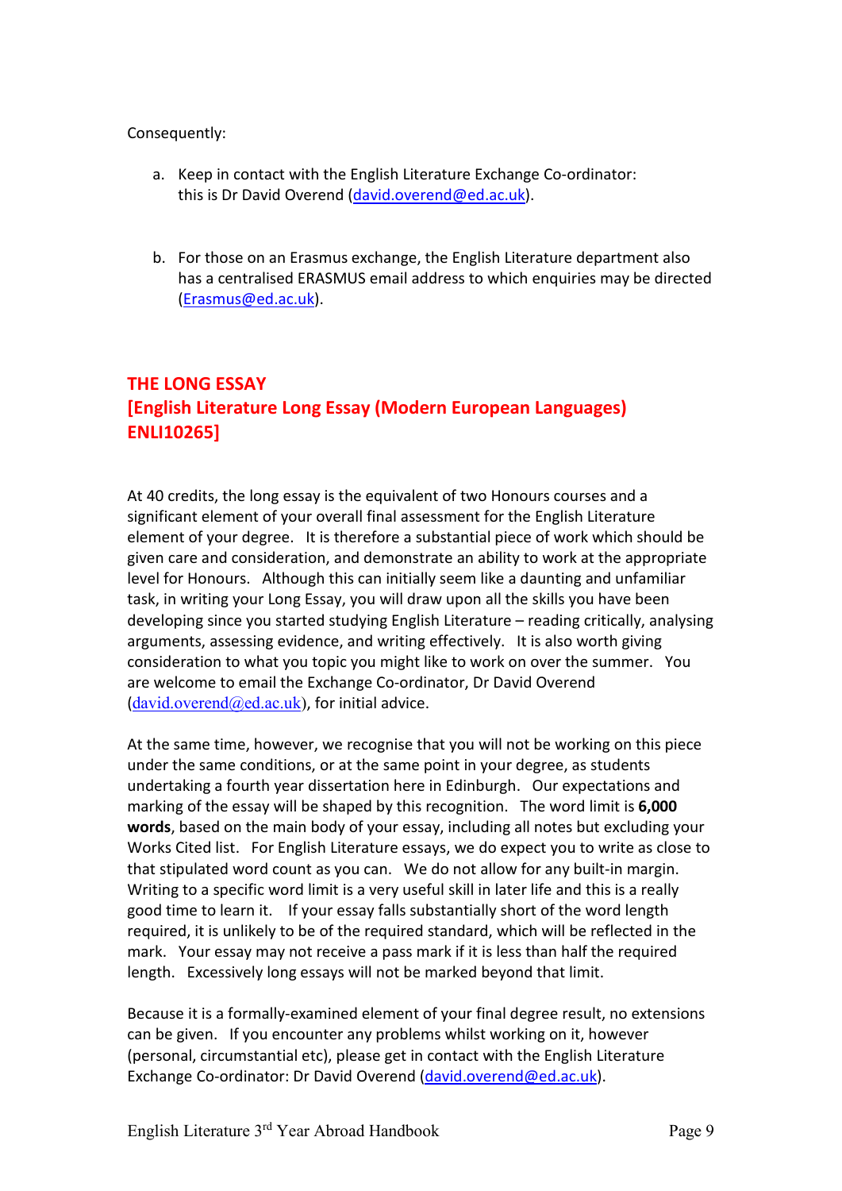Consequently:

a. Keep in contact with the English Literature Exchange Co-ordinator: this is Dr David Overend (david.overend@ed.ac.uk).

b. For those on an Erasmus exchange, the English Literature department also has a centralised ERASMUS email address to which enquiries may be directed (Erasmus@ed.ac.uk).

## THE LONG ESSAY
## [English Literature Long Essay (Modern European Languages) ENLI10265]

At 40 credits, the long essay is the equivalent of two Honours courses and a significant element of your overall final assessment for the English Literature element of your degree. It is therefore a substantial piece of work which should be given care and consideration, and demonstrate an ability to work at the appropriate level for Honours. Although this can initially seem like a daunting and unfamiliar task, in writing your Long Essay, you will draw upon all the skills you have been developing since you started studying English Literature – reading critically, analysing arguments, assessing evidence, and writing effectively. It is also worth giving consideration to what you topic you might like to work on over the summer. You are welcome to email the Exchange Co-ordinator, Dr David Overend (david.overend@ed.ac.uk), for initial advice.

At the same time, however, we recognise that you will not be working on this piece under the same conditions, or at the same point in your degree, as students undertaking a fourth year dissertation here in Edinburgh. Our expectations and marking of the essay will be shaped by this recognition. The word limit is **6,000 words**, based on the main body of your essay, including all notes but excluding your Works Cited list. For English Literature essays, we do expect you to write as close to that stipulated word count as you can. We do not allow for any built-in margin. Writing to a specific word limit is a very useful skill in later life and this is a really good time to learn it. If your essay falls substantially short of the word length required, it is unlikely to be of the required standard, which will be reflected in the mark. Your essay may not receive a pass mark if it is less than half the required length. Excessively long essays will not be marked beyond that limit.

Because it is a formally-examined element of your final degree result, no extensions can be given. If you encounter any problems whilst working on it, however (personal, circumstantial etc), please get in contact with the English Literature Exchange Co-ordinator: Dr David Overend (david.overend@ed.ac.uk).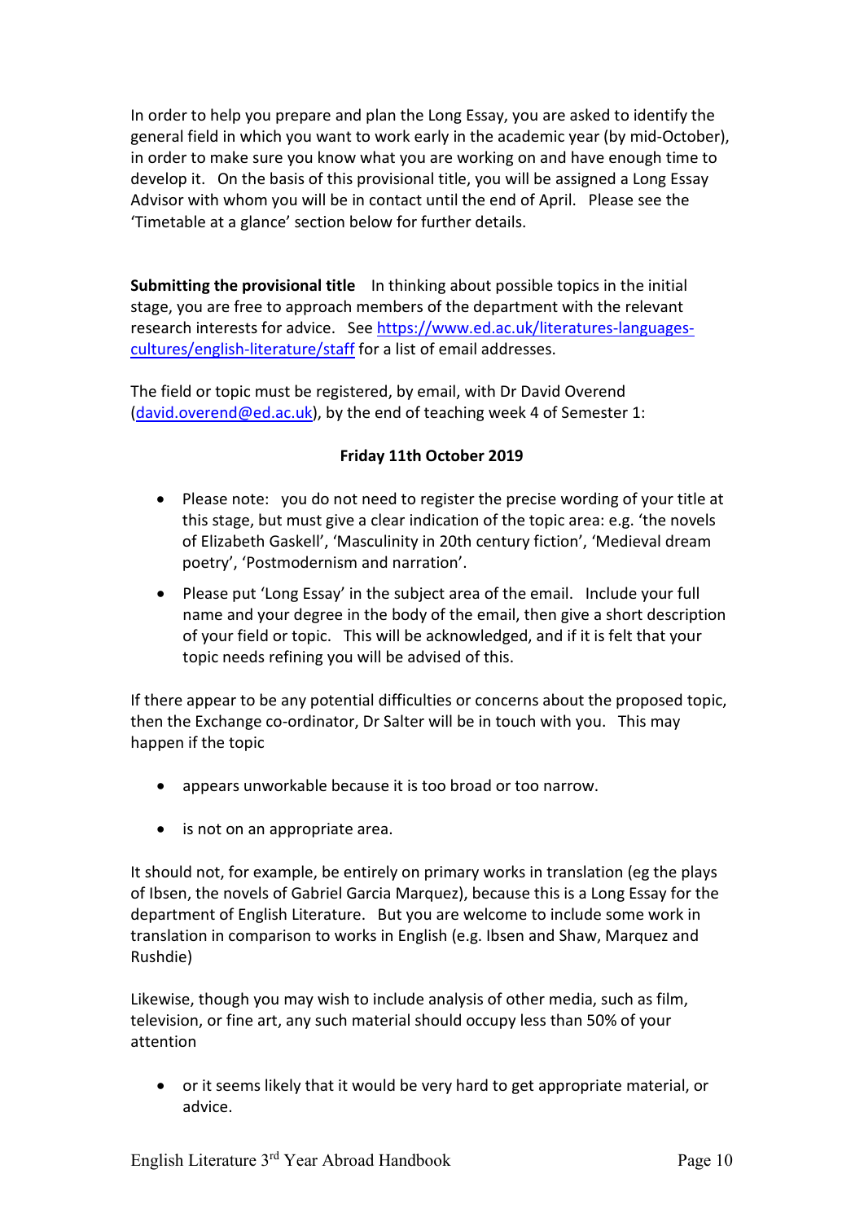In order to help you prepare and plan the Long Essay, you are asked to identify the general field in which you want to work early in the academic year (by mid-October), in order to make sure you know what you are working on and have enough time to develop it. On the basis of this provisional title, you will be assigned a Long Essay Advisor with whom you will be in contact until the end of April. Please see the 'Timetable at a glance' section below for further details.

**Submitting the provisional title** In thinking about possible topics in the initial stage, you are free to approach members of the department with the relevant research interests for advice. See [https://www.ed.ac.uk/literatures-languages-cultures/english-literature/staff](https://www.ed.ac.uk/literatures-languages-cultures/english-literature/staff) for a list of email addresses.

The field or topic must be registered, by email, with Dr David Overend ([david.overend@ed.ac.uk](mailto:david.overend@ed.ac.uk)), by the end of teaching week 4 of Semester 1:

**Friday 11th October 2019**

- Please note: you do not need to register the precise wording of your title at this stage, but must give a clear indication of the topic area: e.g. 'the novels of Elizabeth Gaskell', 'Masculinity in 20th century fiction', 'Medieval dream poetry', 'Postmodernism and narration'.
- Please put 'Long Essay' in the subject area of the email. Include your full name and your degree in the body of the email, then give a short description of your field or topic. This will be acknowledged, and if it is felt that your topic needs refining you will be advised of this.

If there appear to be any potential difficulties or concerns about the proposed topic, then the Exchange co-ordinator, Dr Salter will be in touch with you. This may happen if the topic

- appears unworkable because it is too broad or too narrow.
- is not on an appropriate area.

It should not, for example, be entirely on primary works in translation (eg the plays of Ibsen, the novels of Gabriel Garcia Marquez), because this is a Long Essay for the department of English Literature. But you are welcome to include some work in translation in comparison to works in English (e.g. Ibsen and Shaw, Marquez and Rushdie)

Likewise, though you may wish to include analysis of other media, such as film, television, or fine art, any such material should occupy less than 50% of your attention

- or it seems likely that it would be very hard to get appropriate material, or advice.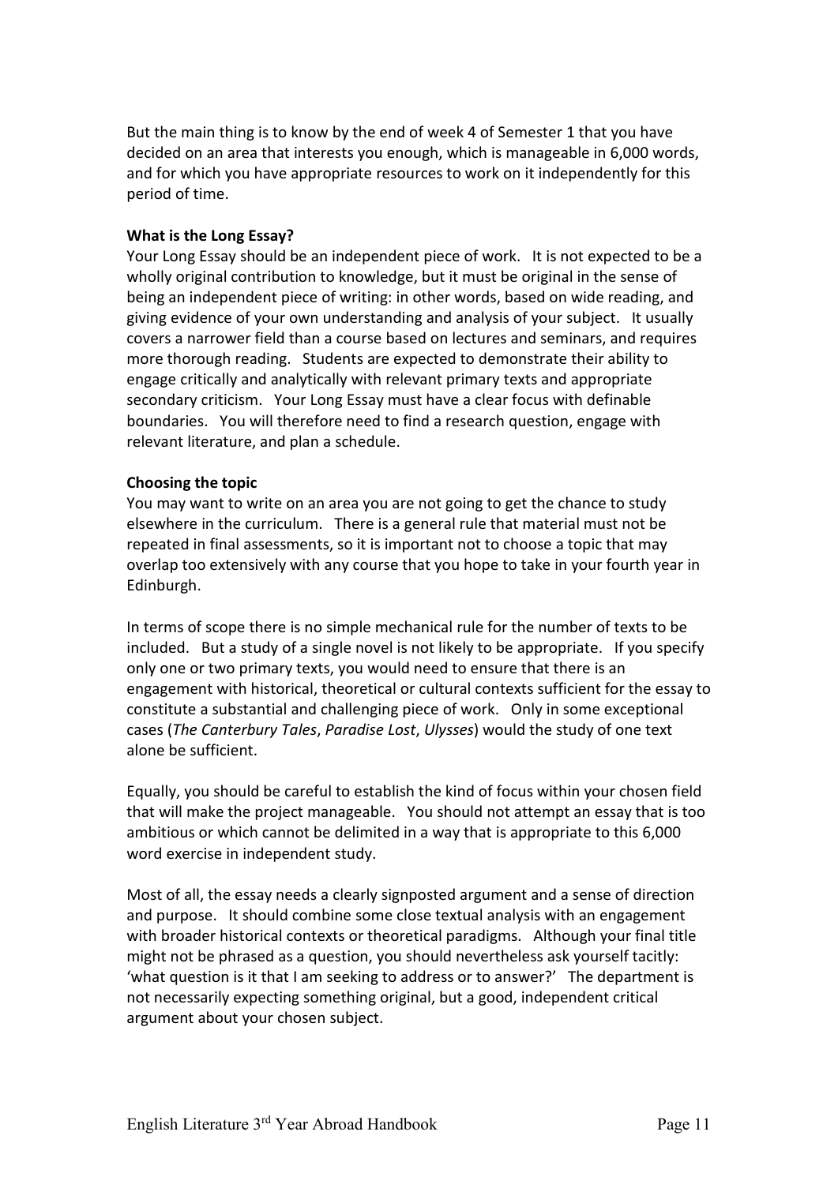But the main thing is to know by the end of week 4 of Semester 1 that you have decided on an area that interests you enough, which is manageable in 6,000 words, and for which you have appropriate resources to work on it independently for this period of time.

**What is the Long Essay?**

Your Long Essay should be an independent piece of work. It is not expected to be a wholly original contribution to knowledge, but it must be original in the sense of being an independent piece of writing: in other words, based on wide reading, and giving evidence of your own understanding and analysis of your subject. It usually covers a narrower field than a course based on lectures and seminars, and requires more thorough reading. Students are expected to demonstrate their ability to engage critically and analytically with relevant primary texts and appropriate secondary criticism. Your Long Essay must have a clear focus with definable boundaries. You will therefore need to find a research question, engage with relevant literature, and plan a schedule.

**Choosing the topic**

You may want to write on an area you are not going to get the chance to study elsewhere in the curriculum. There is a general rule that material must not be repeated in final assessments, so it is important not to choose a topic that may overlap too extensively with any course that you hope to take in your fourth year in Edinburgh.

In terms of scope there is no simple mechanical rule for the number of texts to be included. But a study of a single novel is not likely to be appropriate. If you specify only one or two primary texts, you would need to ensure that there is an engagement with historical, theoretical or cultural contexts sufficient for the essay to constitute a substantial and challenging piece of work. Only in some exceptional cases (*The Canterbury Tales*, *Paradise Lost*, *Ulysses*) would the study of one text alone be sufficient.

Equally, you should be careful to establish the kind of focus within your chosen field that will make the project manageable. You should not attempt an essay that is too ambitious or which cannot be delimited in a way that is appropriate to this 6,000 word exercise in independent study.

Most of all, the essay needs a clearly signposted argument and a sense of direction and purpose. It should combine some close textual analysis with an engagement with broader historical contexts or theoretical paradigms. Although your final title might not be phrased as a question, you should nevertheless ask yourself tacitly: 'what question is it that I am seeking to address or to answer?' The department is not necessarily expecting something original, but a good, independent critical argument about your chosen subject.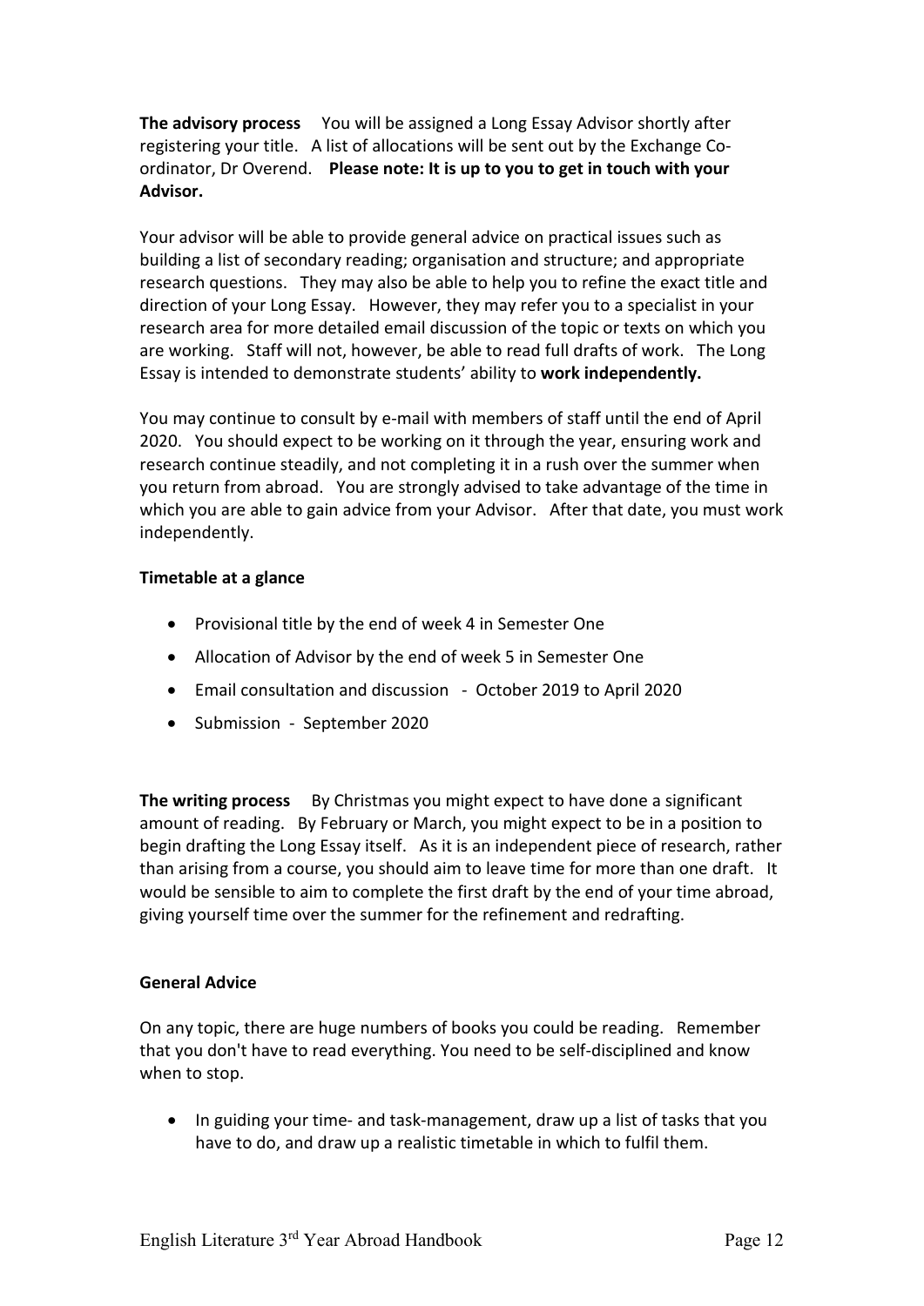**The advisory process** You will be assigned a Long Essay Advisor shortly after registering your title. A list of allocations will be sent out by the Exchange Co-ordinator, Dr Overend. **Please note: It is up to you to get in touch with your Advisor.**

Your advisor will be able to provide general advice on practical issues such as building a list of secondary reading; organisation and structure; and appropriate research questions. They may also be able to help you to refine the exact title and direction of your Long Essay. However, they may refer you to a specialist in your research area for more detailed email discussion of the topic or texts on which you are working. Staff will not, however, be able to read full drafts of work. The Long Essay is intended to demonstrate students' ability to **work independently.**

You may continue to consult by e-mail with members of staff until the end of April 2020. You should expect to be working on it through the year, ensuring work and research continue steadily, and not completing it in a rush over the summer when you return from abroad. You are strongly advised to take advantage of the time in which you are able to gain advice from your Advisor. After that date, you must work independently.

**Timetable at a glance**

- Provisional title by the end of week 4 in Semester One
- Allocation of Advisor by the end of week 5 in Semester One
- Email consultation and discussion - October 2019 to April 2020
- Submission - September 2020

**The writing process** By Christmas you might expect to have done a significant amount of reading. By February or March, you might expect to be in a position to begin drafting the Long Essay itself. As it is an independent piece of research, rather than arising from a course, you should aim to leave time for more than one draft. It would be sensible to aim to complete the first draft by the end of your time abroad, giving yourself time over the summer for the refinement and redrafting.

**General Advice**

On any topic, there are huge numbers of books you could be reading. Remember that you don't have to read everything. You need to be self-disciplined and know when to stop.

- In guiding your time- and task-management, draw up a list of tasks that you have to do, and draw up a realistic timetable in which to fulfil them.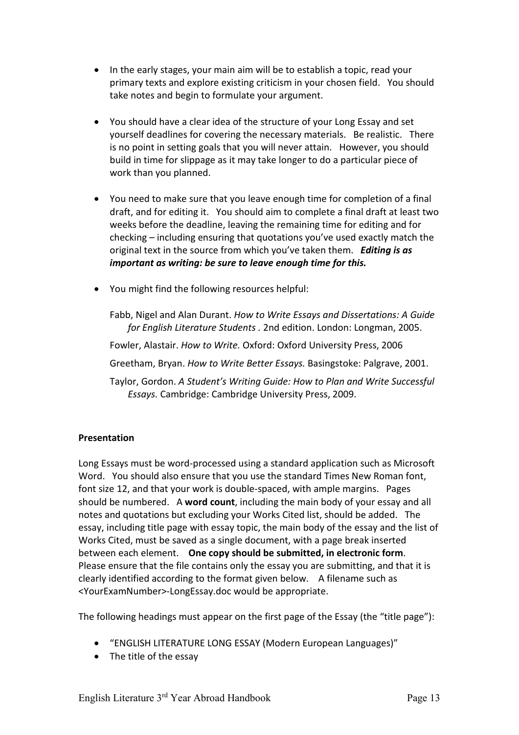- In the early stages, your main aim will be to establish a topic, read your primary texts and explore existing criticism in your chosen field. You should take notes and begin to formulate your argument.

- You should have a clear idea of the structure of your Long Essay and set yourself deadlines for covering the necessary materials. Be realistic. There is no point in setting goals that you will never attain. However, you should build in time for slippage as it may take longer to do a particular piece of work than you planned.

- You need to make sure that you leave enough time for completion of a final draft, and for editing it. You should aim to complete a final draft at least two weeks before the deadline, leaving the remaining time for editing and for checking – including ensuring that quotations you've used exactly match the original text in the source from which you've taken them. ***Editing is as important as writing: be sure to leave enough time for this.***

- You might find the following resources helpful:

  Fabb, Nigel and Alan Durant. *How to Write Essays and Dissertations: A Guide for English Literature Students* . 2nd edition. London: Longman, 2005.

  Fowler, Alastair. *How to Write.* Oxford: Oxford University Press, 2006

  Greetham, Bryan. *How to Write Better Essays.* Basingstoke: Palgrave, 2001.

  Taylor, Gordon. *A Student's Writing Guide: How to Plan and Write Successful Essays.* Cambridge: Cambridge University Press, 2009.

**Presentation**

Long Essays must be word-processed using a standard application such as Microsoft Word. You should also ensure that you use the standard Times New Roman font, font size 12, and that your work is double-spaced, with ample margins. Pages should be numbered. A **word count**, including the main body of your essay and all notes and quotations but excluding your Works Cited list, should be added. The essay, including title page with essay topic, the main body of the essay and the list of Works Cited, must be saved as a single document, with a page break inserted between each element. **One copy should be submitted, in electronic form**. Please ensure that the file contains only the essay you are submitting, and that it is clearly identified according to the format given below. A filename such as <YourExamNumber>-LongEssay.doc would be appropriate.

The following headings must appear on the first page of the Essay (the "title page"):

- "ENGLISH LITERATURE LONG ESSAY (Modern European Languages)"
- The title of the essay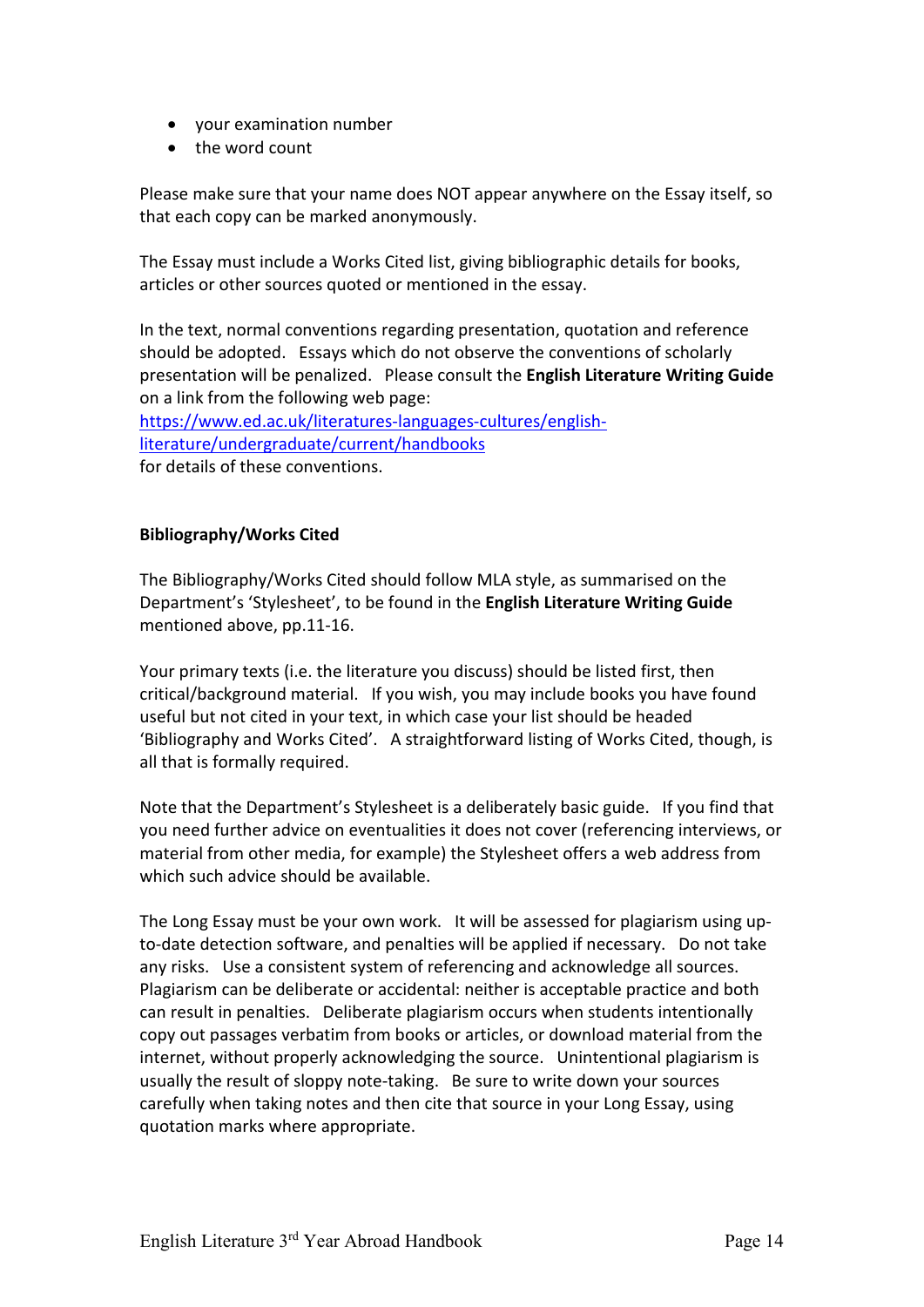- your examination number
- the word count

Please make sure that your name does NOT appear anywhere on the Essay itself, so that each copy can be marked anonymously.

The Essay must include a Works Cited list, giving bibliographic details for books, articles or other sources quoted or mentioned in the essay.

In the text, normal conventions regarding presentation, quotation and reference should be adopted. Essays which do not observe the conventions of scholarly presentation will be penalized. Please consult the **English Literature Writing Guide** on a link from the following web page:
[https://www.ed.ac.uk/literatures-languages-cultures/english-literature/undergraduate/current/handbooks](https://www.ed.ac.uk/literatures-languages-cultures/english-literature/undergraduate/current/handbooks)
for details of these conventions.

**Bibliography/Works Cited**

The Bibliography/Works Cited should follow MLA style, as summarised on the Department's 'Stylesheet', to be found in the **English Literature Writing Guide** mentioned above, pp.11-16.

Your primary texts (i.e. the literature you discuss) should be listed first, then critical/background material. If you wish, you may include books you have found useful but not cited in your text, in which case your list should be headed 'Bibliography and Works Cited'. A straightforward listing of Works Cited, though, is all that is formally required.

Note that the Department's Stylesheet is a deliberately basic guide. If you find that you need further advice on eventualities it does not cover (referencing interviews, or material from other media, for example) the Stylesheet offers a web address from which such advice should be available.

The Long Essay must be your own work. It will be assessed for plagiarism using up-to-date detection software, and penalties will be applied if necessary. Do not take any risks. Use a consistent system of referencing and acknowledge all sources. Plagiarism can be deliberate or accidental: neither is acceptable practice and both can result in penalties. Deliberate plagiarism occurs when students intentionally copy out passages verbatim from books or articles, or download material from the internet, without properly acknowledging the source. Unintentional plagiarism is usually the result of sloppy note-taking. Be sure to write down your sources carefully when taking notes and then cite that source in your Long Essay, using quotation marks where appropriate.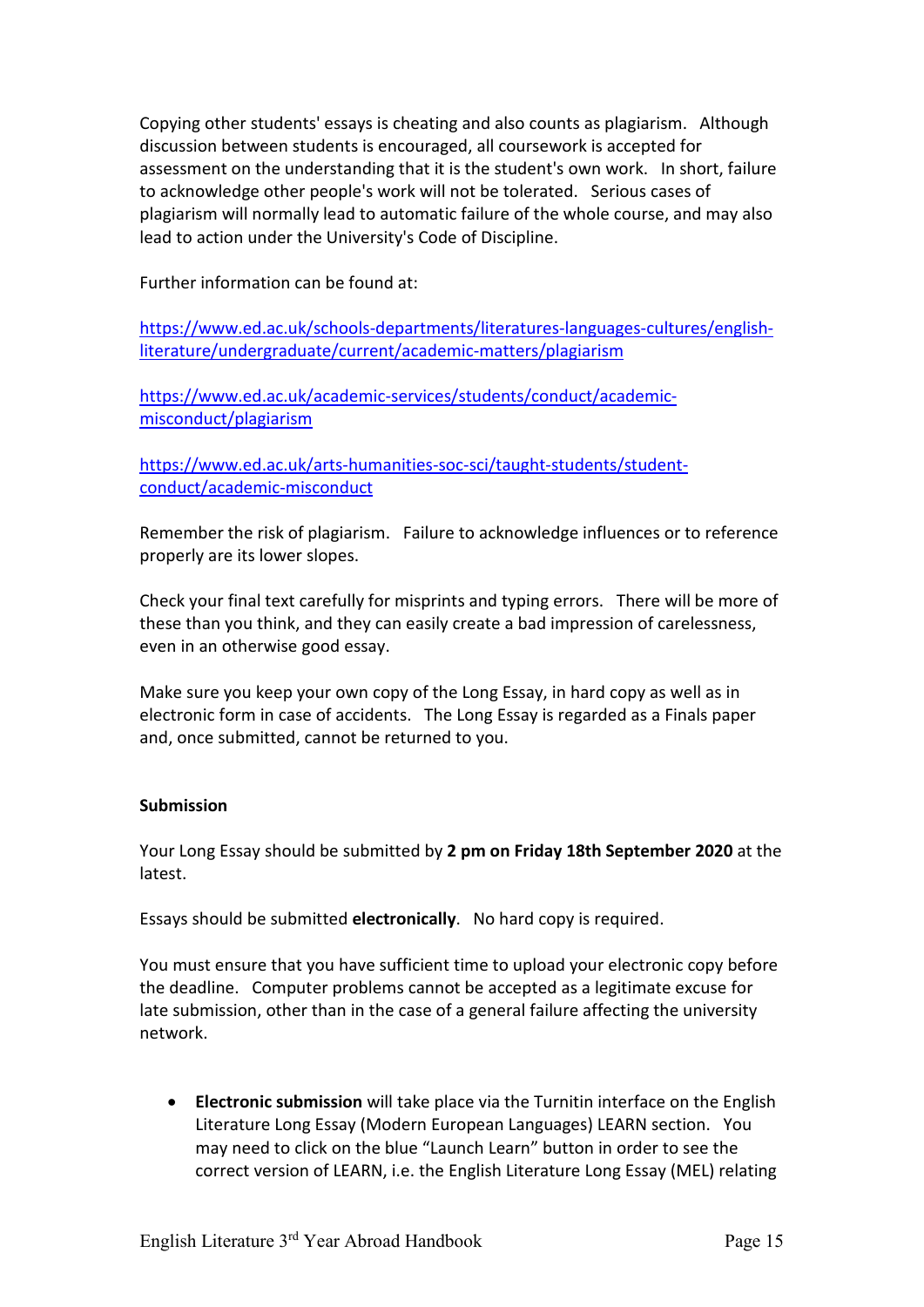Copying other students' essays is cheating and also counts as plagiarism. Although discussion between students is encouraged, all coursework is accepted for assessment on the understanding that it is the student's own work. In short, failure to acknowledge other people's work will not be tolerated. Serious cases of plagiarism will normally lead to automatic failure of the whole course, and may also lead to action under the University's Code of Discipline.

Further information can be found at:

[https://www.ed.ac.uk/schools-departments/literatures-languages-cultures/english-literature/undergraduate/current/academic-matters/plagiarism](https://www.ed.ac.uk/schools-departments/literatures-languages-cultures/english-literature/undergraduate/current/academic-matters/plagiarism)

[https://www.ed.ac.uk/academic-services/students/conduct/academic-misconduct/plagiarism](https://www.ed.ac.uk/academic-services/students/conduct/academic-misconduct/plagiarism)

[https://www.ed.ac.uk/arts-humanities-soc-sci/taught-students/student-conduct/academic-misconduct](https://www.ed.ac.uk/arts-humanities-soc-sci/taught-students/student-conduct/academic-misconduct)

Remember the risk of plagiarism. Failure to acknowledge influences or to reference properly are its lower slopes.

Check your final text carefully for misprints and typing errors. There will be more of these than you think, and they can easily create a bad impression of carelessness, even in an otherwise good essay.

Make sure you keep your own copy of the Long Essay, in hard copy as well as in electronic form in case of accidents. The Long Essay is regarded as a Finals paper and, once submitted, cannot be returned to you.

**Submission**

Your Long Essay should be submitted by **2 pm on Friday 18th September 2020** at the latest.

Essays should be submitted **electronically**. No hard copy is required.

You must ensure that you have sufficient time to upload your electronic copy before the deadline. Computer problems cannot be accepted as a legitimate excuse for late submission, other than in the case of a general failure affecting the university network.

- **Electronic submission** will take place via the Turnitin interface on the English Literature Long Essay (Modern European Languages) LEARN section. You may need to click on the blue "Launch Learn" button in order to see the correct version of LEARN, i.e. the English Literature Long Essay (MEL) relating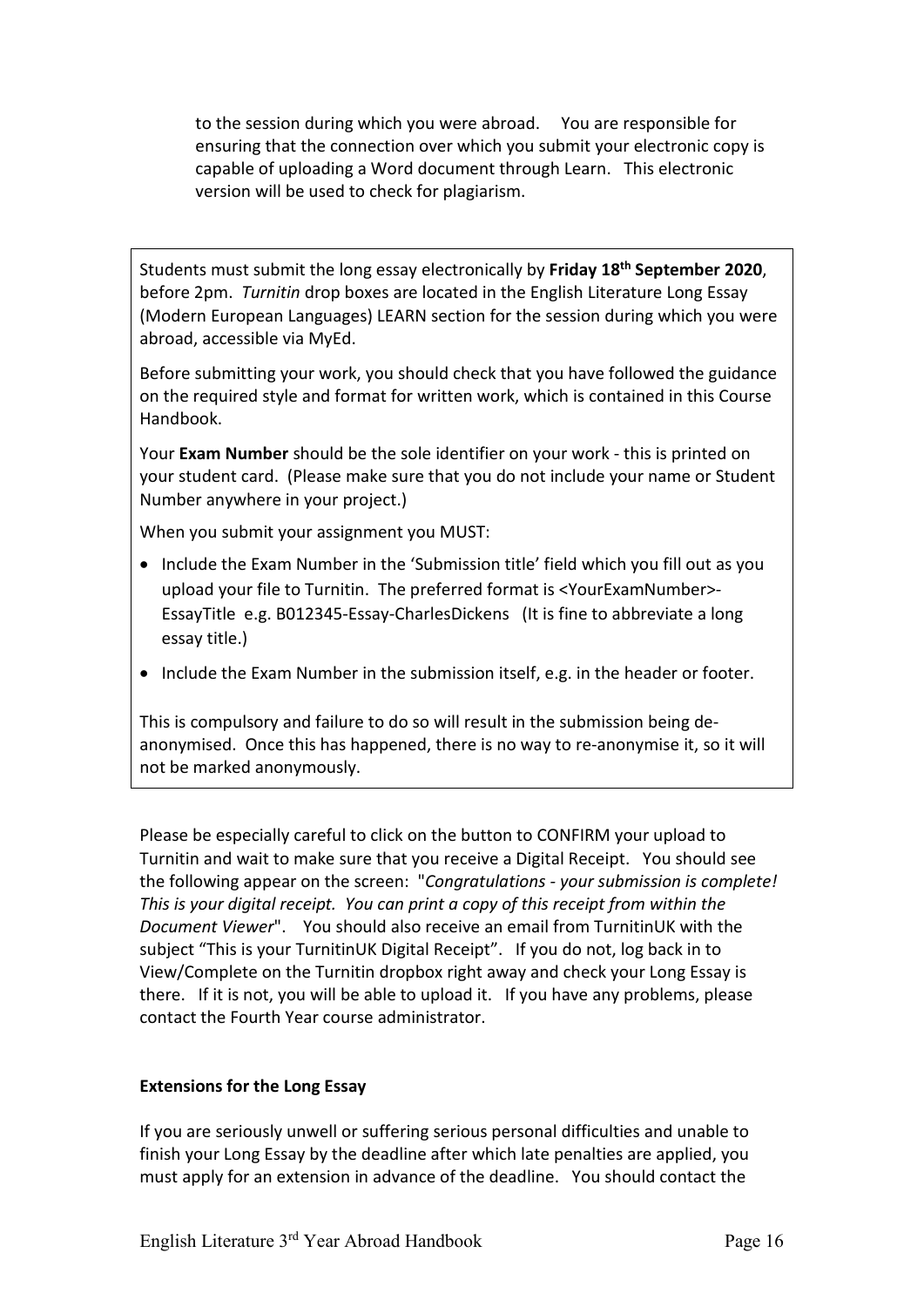to the session during which you were abroad. You are responsible for ensuring that the connection over which you submit your electronic copy is capable of uploading a Word document through Learn. This electronic version will be used to check for plagiarism.

Students must submit the long essay electronically by **Friday 18th September 2020**, before 2pm. *Turnitin* drop boxes are located in the English Literature Long Essay (Modern European Languages) LEARN section for the session during which you were abroad, accessible via MyEd.

Before submitting your work, you should check that you have followed the guidance on the required style and format for written work, which is contained in this Course Handbook.

Your **Exam Number** should be the sole identifier on your work - this is printed on your student card. (Please make sure that you do not include your name or Student Number anywhere in your project.)

When you submit your assignment you MUST:

- Include the Exam Number in the 'Submission title' field which you fill out as you upload your file to Turnitin. The preferred format is <YourExamNumber>-EssayTitle e.g. B012345-Essay-CharlesDickens (It is fine to abbreviate a long essay title.)
- Include the Exam Number in the submission itself, e.g. in the header or footer.

This is compulsory and failure to do so will result in the submission being de-anonymised. Once this has happened, there is no way to re-anonymise it, so it will not be marked anonymously.

Please be especially careful to click on the button to CONFIRM your upload to Turnitin and wait to make sure that you receive a Digital Receipt. You should see the following appear on the screen: "*Congratulations - your submission is complete! This is your digital receipt. You can print a copy of this receipt from within the Document Viewer*". You should also receive an email from TurnitinUK with the subject "This is your TurnitinUK Digital Receipt". If you do not, log back in to View/Complete on the Turnitin dropbox right away and check your Long Essay is there. If it is not, you will be able to upload it. If you have any problems, please contact the Fourth Year course administrator.

**Extensions for the Long Essay**

If you are seriously unwell or suffering serious personal difficulties and unable to finish your Long Essay by the deadline after which late penalties are applied, you must apply for an extension in advance of the deadline. You should contact the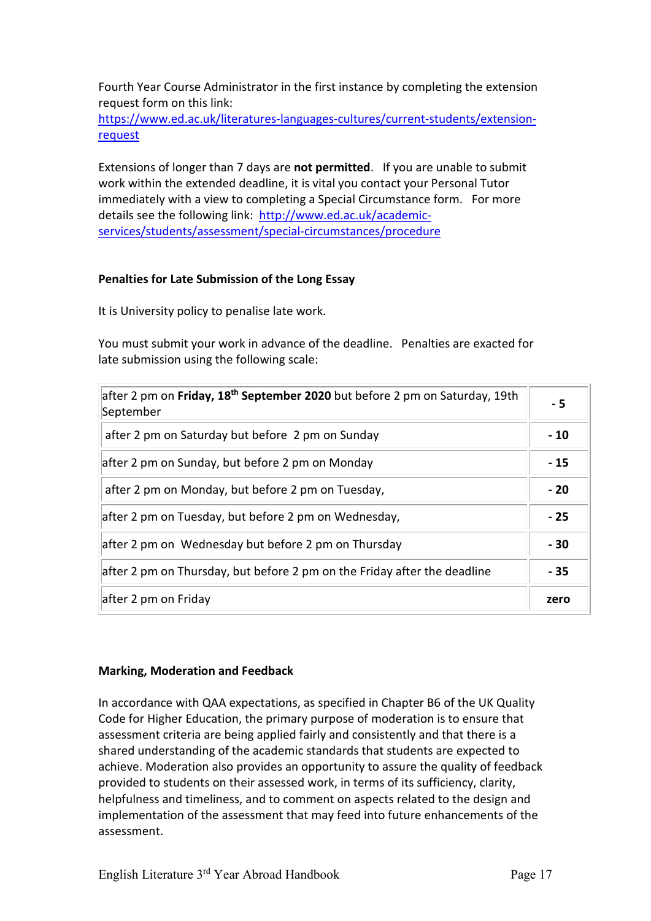Fourth Year Course Administrator in the first instance by completing the extension request form on this link: [https://www.ed.ac.uk/literatures-languages-cultures/current-students/extension-request](https://www.ed.ac.uk/literatures-languages-cultures/current-students/extension-request)

Extensions of longer than 7 days are **not permitted**. If you are unable to submit work within the extended deadline, it is vital you contact your Personal Tutor immediately with a view to completing a Special Circumstance form. For more details see the following link: [http://www.ed.ac.uk/academic-services/students/assessment/special-circumstances/procedure](http://www.ed.ac.uk/academic-services/students/assessment/special-circumstances/procedure)

### Penalties for Late Submission of the Long Essay

It is University policy to penalise late work.

You must submit your work in advance of the deadline. Penalties are exacted for late submission using the following scale:

| | |
|---|---|
| after 2 pm on **Friday, 18th September 2020** but before 2 pm on Saturday, 19th September | **- 5** |
| after 2 pm on Saturday but before 2 pm on Sunday | **- 10** |
| after 2 pm on Sunday, but before 2 pm on Monday | **- 15** |
| after 2 pm on Monday, but before 2 pm on Tuesday, | **- 20** |
| after 2 pm on Tuesday, but before 2 pm on Wednesday, | **- 25** |
| after 2 pm on Wednesday but before 2 pm on Thursday | **- 30** |
| after 2 pm on Thursday, but before 2 pm on the Friday after the deadline | **- 35** |
| after 2 pm on Friday | **zero** |

### Marking, Moderation and Feedback

In accordance with QAA expectations, as specified in Chapter B6 of the UK Quality Code for Higher Education, the primary purpose of moderation is to ensure that assessment criteria are being applied fairly and consistently and that there is a shared understanding of the academic standards that students are expected to achieve. Moderation also provides an opportunity to assure the quality of feedback provided to students on their assessed work, in terms of its sufficiency, clarity, helpfulness and timeliness, and to comment on aspects related to the design and implementation of the assessment that may feed into future enhancements of the assessment.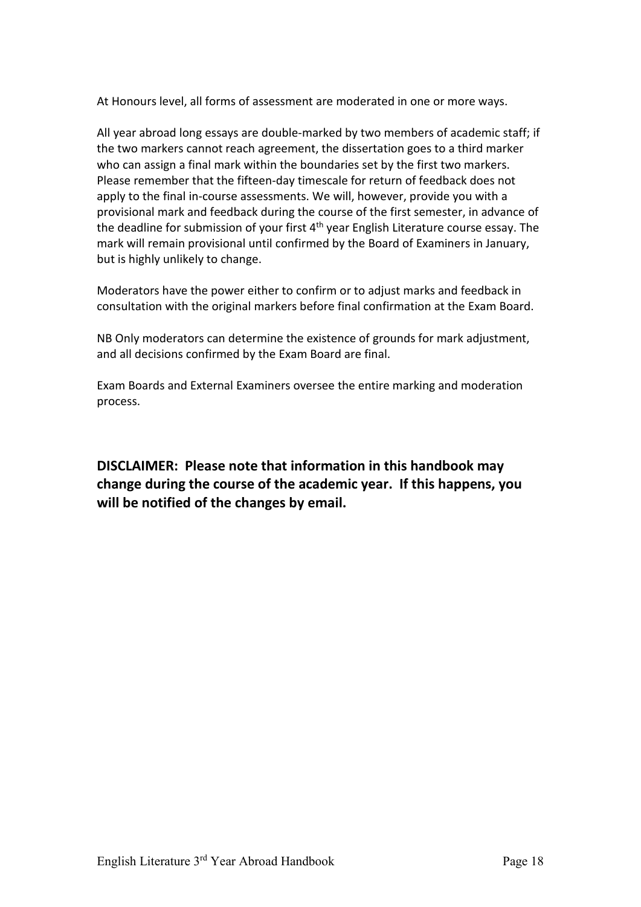At Honours level, all forms of assessment are moderated in one or more ways.

All year abroad long essays are double-marked by two members of academic staff; if the two markers cannot reach agreement, the dissertation goes to a third marker who can assign a final mark within the boundaries set by the first two markers. Please remember that the fifteen-day timescale for return of feedback does not apply to the final in-course assessments. We will, however, provide you with a provisional mark and feedback during the course of the first semester, in advance of the deadline for submission of your first 4th year English Literature course essay. The mark will remain provisional until confirmed by the Board of Examiners in January, but is highly unlikely to change.

Moderators have the power either to confirm or to adjust marks and feedback in consultation with the original markers before final confirmation at the Exam Board.

NB Only moderators can determine the existence of grounds for mark adjustment, and all decisions confirmed by the Exam Board are final.

Exam Boards and External Examiners oversee the entire marking and moderation process.

**DISCLAIMER: Please note that information in this handbook may change during the course of the academic year. If this happens, you will be notified of the changes by email.**